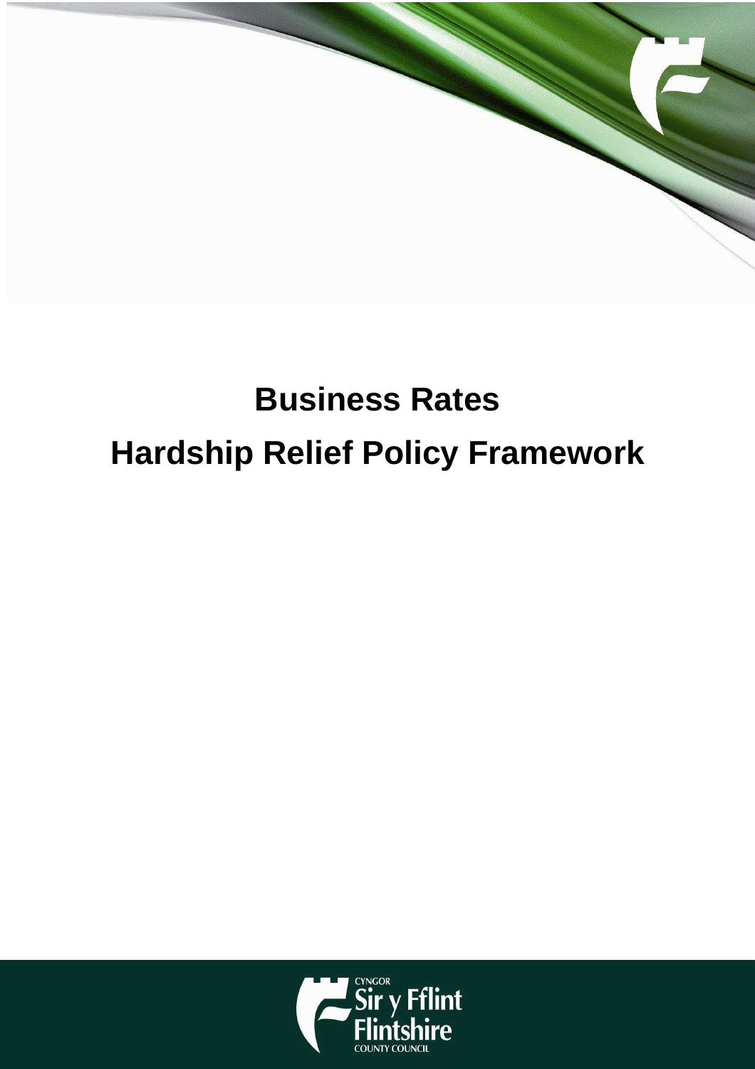# Business Rates

# Hardship Relief Policy Framework

CYNGOR
Sir y Fflint
Flintshire
COUNTY COUNCIL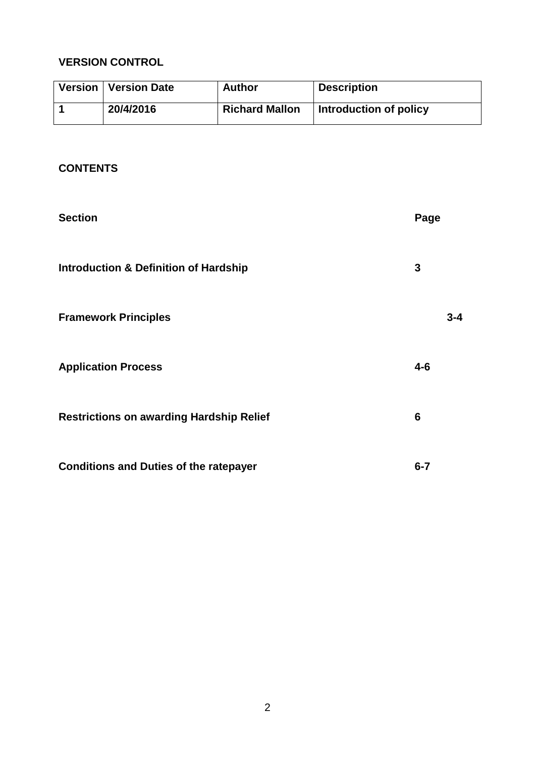**VERSION CONTROL**

| Version | Version Date | Author | Description |
|---|---|---|---|
| 1 | 20/4/2016 | Richard Mallon | Introduction of policy |

**CONTENTS**

| Section | Page |
|---|---|
| Introduction & Definition of Hardship | 3 |
| Framework Principles | 3-4 |
| Application Process | 4-6 |
| Restrictions on awarding Hardship Relief | 6 |
| Conditions and Duties of the ratepayer | 6-7 |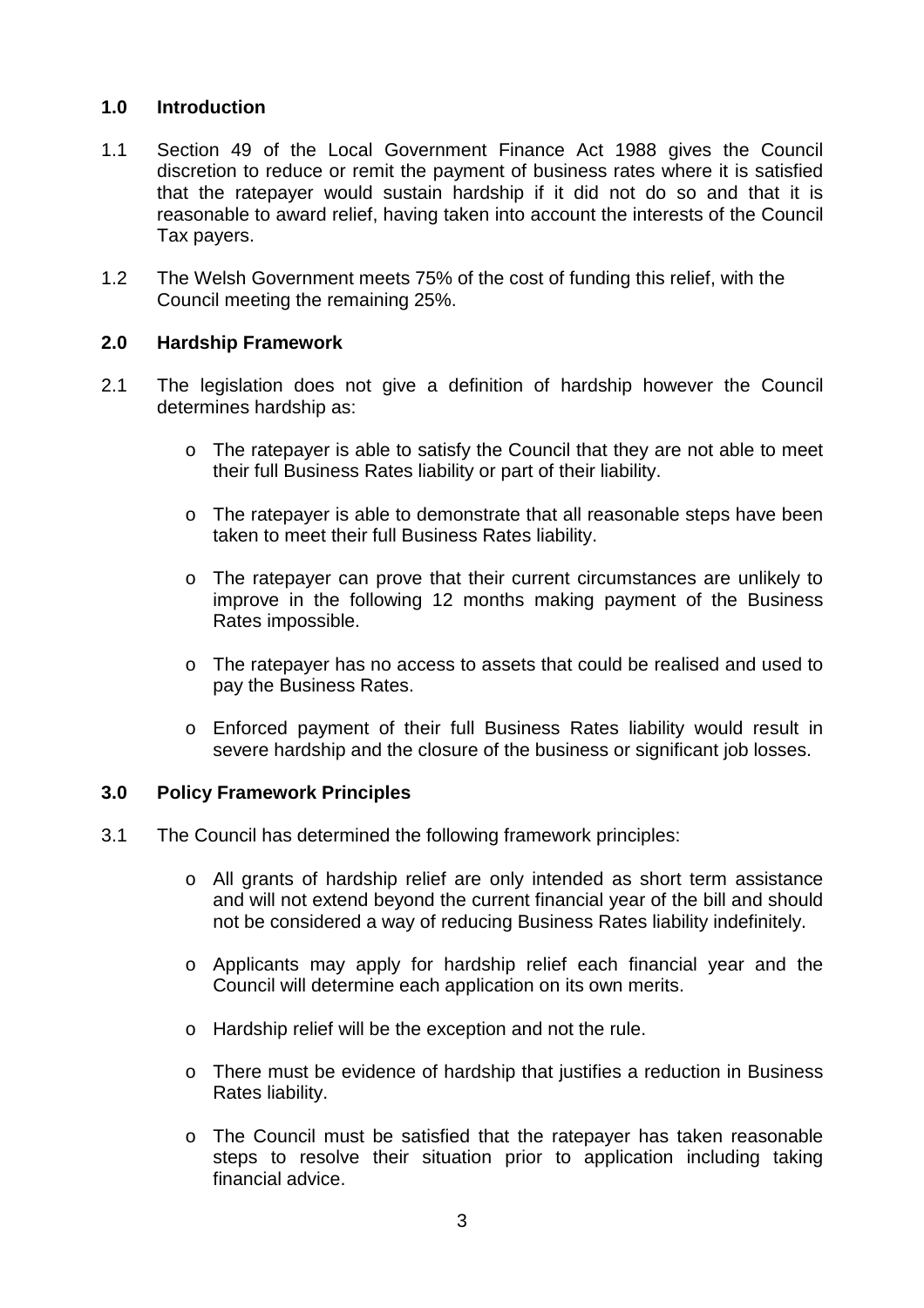## 1.0 Introduction

1.1 Section 49 of the Local Government Finance Act 1988 gives the Council discretion to reduce or remit the payment of business rates where it is satisfied that the ratepayer would sustain hardship if it did not do so and that it is reasonable to award relief, having taken into account the interests of the Council Tax payers.

1.2 The Welsh Government meets 75% of the cost of funding this relief, with the Council meeting the remaining 25%.

## 2.0 Hardship Framework

2.1 The legislation does not give a definition of hardship however the Council determines hardship as:

- The ratepayer is able to satisfy the Council that they are not able to meet their full Business Rates liability or part of their liability.
- The ratepayer is able to demonstrate that all reasonable steps have been taken to meet their full Business Rates liability.
- The ratepayer can prove that their current circumstances are unlikely to improve in the following 12 months making payment of the Business Rates impossible.
- The ratepayer has no access to assets that could be realised and used to pay the Business Rates.
- Enforced payment of their full Business Rates liability would result in severe hardship and the closure of the business or significant job losses.

## 3.0 Policy Framework Principles

3.1 The Council has determined the following framework principles:

- All grants of hardship relief are only intended as short term assistance and will not extend beyond the current financial year of the bill and should not be considered a way of reducing Business Rates liability indefinitely.
- Applicants may apply for hardship relief each financial year and the Council will determine each application on its own merits.
- Hardship relief will be the exception and not the rule.
- There must be evidence of hardship that justifies a reduction in Business Rates liability.
- The Council must be satisfied that the ratepayer has taken reasonable steps to resolve their situation prior to application including taking financial advice.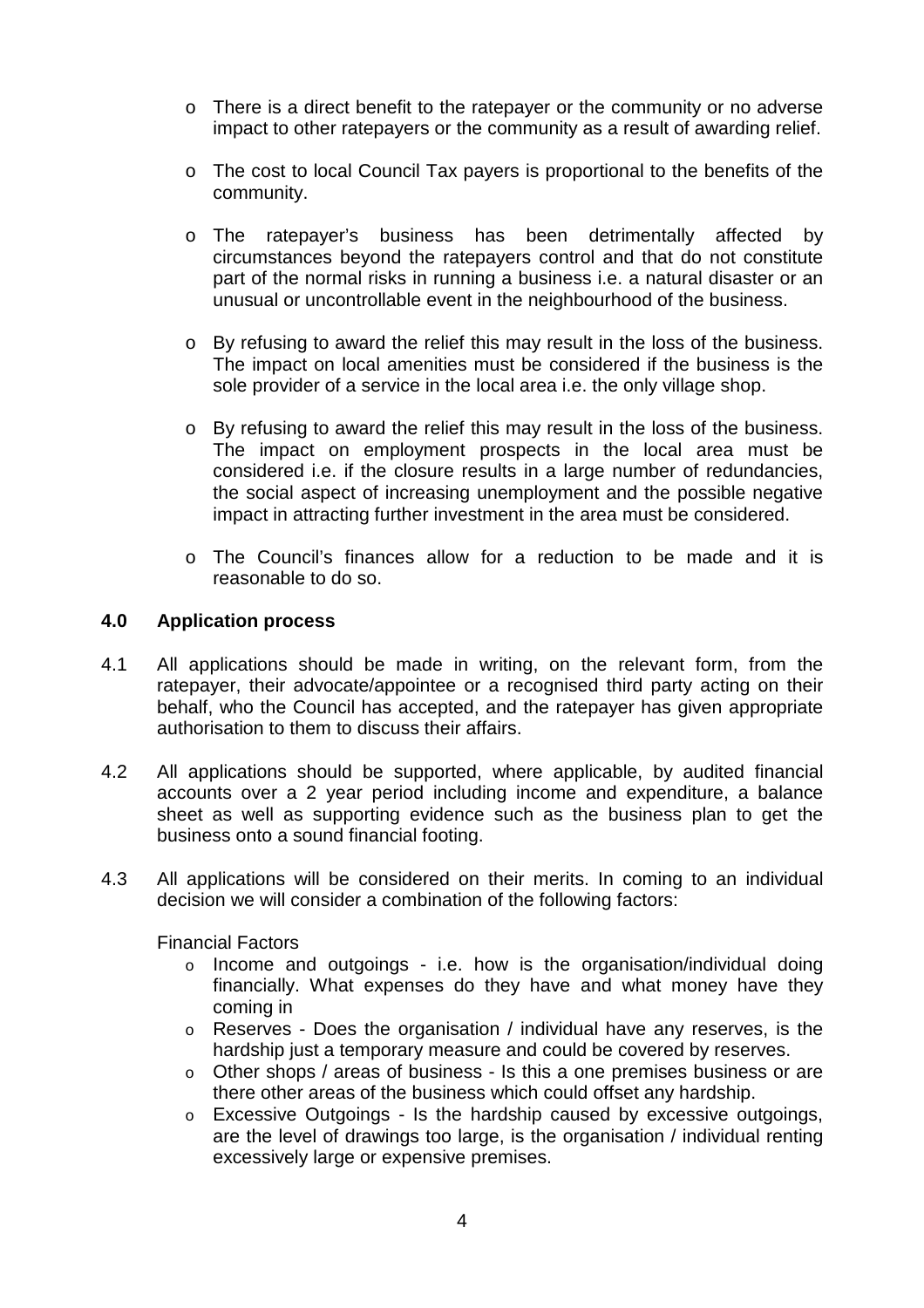- There is a direct benefit to the ratepayer or the community or no adverse impact to other ratepayers or the community as a result of awarding relief.

- The cost to local Council Tax payers is proportional to the benefits of the community.

- The ratepayer's business has been detrimentally affected by circumstances beyond the ratepayers control and that do not constitute part of the normal risks in running a business i.e. a natural disaster or an unusual or uncontrollable event in the neighbourhood of the business.

- By refusing to award the relief this may result in the loss of the business. The impact on local amenities must be considered if the business is the sole provider of a service in the local area i.e. the only village shop.

- By refusing to award the relief this may result in the loss of the business. The impact on employment prospects in the local area must be considered i.e. if the closure results in a large number of redundancies, the social aspect of increasing unemployment and the possible negative impact in attracting further investment in the area must be considered.

- The Council's finances allow for a reduction to be made and it is reasonable to do so.

## 4.0 Application process

4.1 All applications should be made in writing, on the relevant form, from the ratepayer, their advocate/appointee or a recognised third party acting on their behalf, who the Council has accepted, and the ratepayer has given appropriate authorisation to them to discuss their affairs.

4.2 All applications should be supported, where applicable, by audited financial accounts over a 2 year period including income and expenditure, a balance sheet as well as supporting evidence such as the business plan to get the business onto a sound financial footing.

4.3 All applications will be considered on their merits. In coming to an individual decision we will consider a combination of the following factors:

Financial Factors

- Income and outgoings - i.e. how is the organisation/individual doing financially. What expenses do they have and what money have they coming in
- Reserves - Does the organisation / individual have any reserves, is the hardship just a temporary measure and could be covered by reserves.
- Other shops / areas of business - Is this a one premises business or are there other areas of the business which could offset any hardship.
- Excessive Outgoings - Is the hardship caused by excessive outgoings, are the level of drawings too large, is the organisation / individual renting excessively large or expensive premises.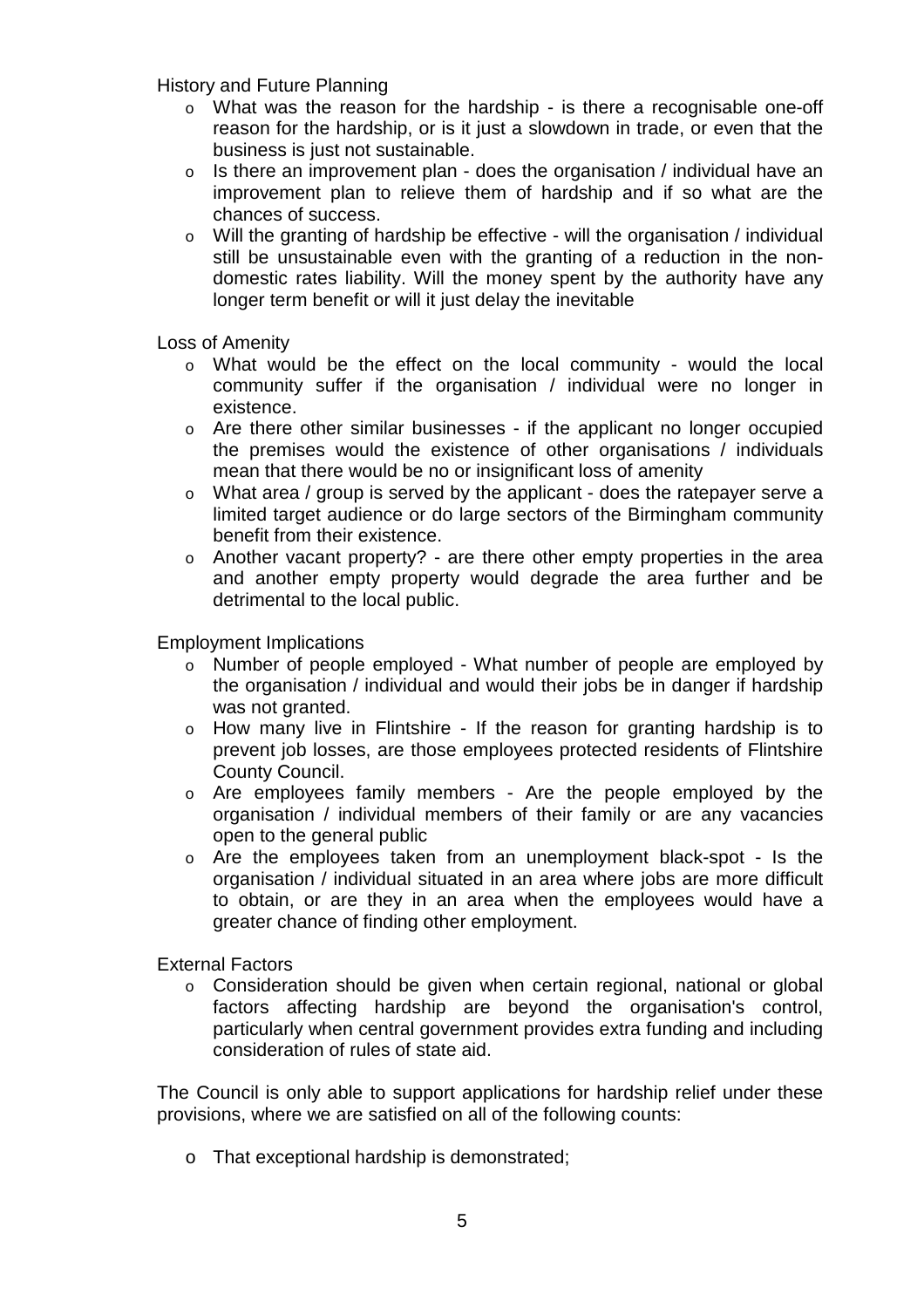History and Future Planning

- What was the reason for the hardship - is there a recognisable one-off reason for the hardship, or is it just a slowdown in trade, or even that the business is just not sustainable.
- Is there an improvement plan - does the organisation / individual have an improvement plan to relieve them of hardship and if so what are the chances of success.
- Will the granting of hardship be effective - will the organisation / individual still be unsustainable even with the granting of a reduction in the non-domestic rates liability. Will the money spent by the authority have any longer term benefit or will it just delay the inevitable

Loss of Amenity

- What would be the effect on the local community - would the local community suffer if the organisation / individual were no longer in existence.
- Are there other similar businesses - if the applicant no longer occupied the premises would the existence of other organisations / individuals mean that there would be no or insignificant loss of amenity
- What area / group is served by the applicant - does the ratepayer serve a limited target audience or do large sectors of the Birmingham community benefit from their existence.
- Another vacant property? - are there other empty properties in the area and another empty property would degrade the area further and be detrimental to the local public.

Employment Implications

- Number of people employed - What number of people are employed by the organisation / individual and would their jobs be in danger if hardship was not granted.
- How many live in Flintshire - If the reason for granting hardship is to prevent job losses, are those employees protected residents of Flintshire County Council.
- Are employees family members - Are the people employed by the organisation / individual members of their family or are any vacancies open to the general public
- Are the employees taken from an unemployment black-spot - Is the organisation / individual situated in an area where jobs are more difficult to obtain, or are they in an area when the employees would have a greater chance of finding other employment.

External Factors

- Consideration should be given when certain regional, national or global factors affecting hardship are beyond the organisation's control, particularly when central government provides extra funding and including consideration of rules of state aid.

The Council is only able to support applications for hardship relief under these provisions, where we are satisfied on all of the following counts:

- That exceptional hardship is demonstrated;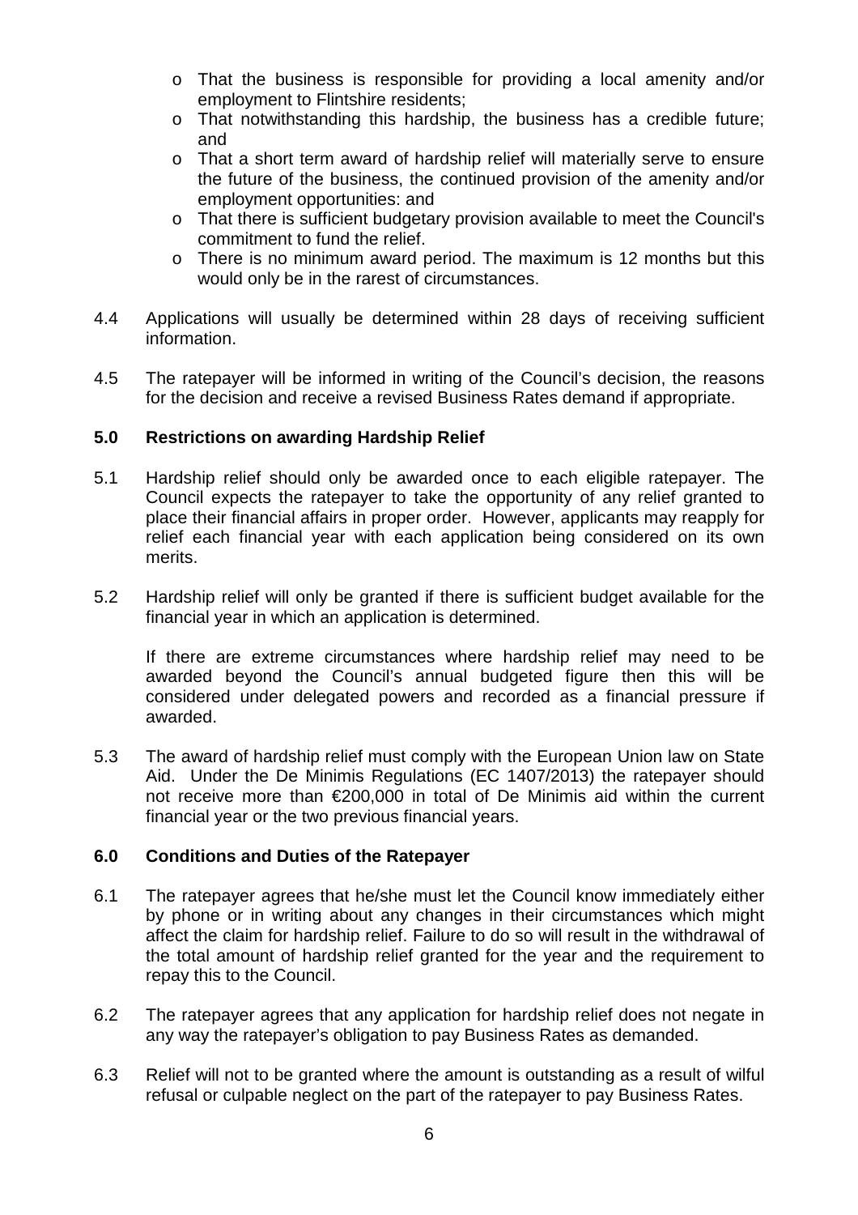- That the business is responsible for providing a local amenity and/or employment to Flintshire residents;
- That notwithstanding this hardship, the business has a credible future; and
- That a short term award of hardship relief will materially serve to ensure the future of the business, the continued provision of the amenity and/or employment opportunities: and
- That there is sufficient budgetary provision available to meet the Council's commitment to fund the relief.
- There is no minimum award period. The maximum is 12 months but this would only be in the rarest of circumstances.

4.4 Applications will usually be determined within 28 days of receiving sufficient information.

4.5 The ratepayer will be informed in writing of the Council's decision, the reasons for the decision and receive a revised Business Rates demand if appropriate.

## 5.0 Restrictions on awarding Hardship Relief

5.1 Hardship relief should only be awarded once to each eligible ratepayer. The Council expects the ratepayer to take the opportunity of any relief granted to place their financial affairs in proper order. However, applicants may reapply for relief each financial year with each application being considered on its own merits.

5.2 Hardship relief will only be granted if there is sufficient budget available for the financial year in which an application is determined.

If there are extreme circumstances where hardship relief may need to be awarded beyond the Council's annual budgeted figure then this will be considered under delegated powers and recorded as a financial pressure if awarded.

5.3 The award of hardship relief must comply with the European Union law on State Aid. Under the De Minimis Regulations (EC 1407/2013) the ratepayer should not receive more than €200,000 in total of De Minimis aid within the current financial year or the two previous financial years.

## 6.0 Conditions and Duties of the Ratepayer

6.1 The ratepayer agrees that he/she must let the Council know immediately either by phone or in writing about any changes in their circumstances which might affect the claim for hardship relief. Failure to do so will result in the withdrawal of the total amount of hardship relief granted for the year and the requirement to repay this to the Council.

6.2 The ratepayer agrees that any application for hardship relief does not negate in any way the ratepayer's obligation to pay Business Rates as demanded.

6.3 Relief will not to be granted where the amount is outstanding as a result of wilful refusal or culpable neglect on the part of the ratepayer to pay Business Rates.